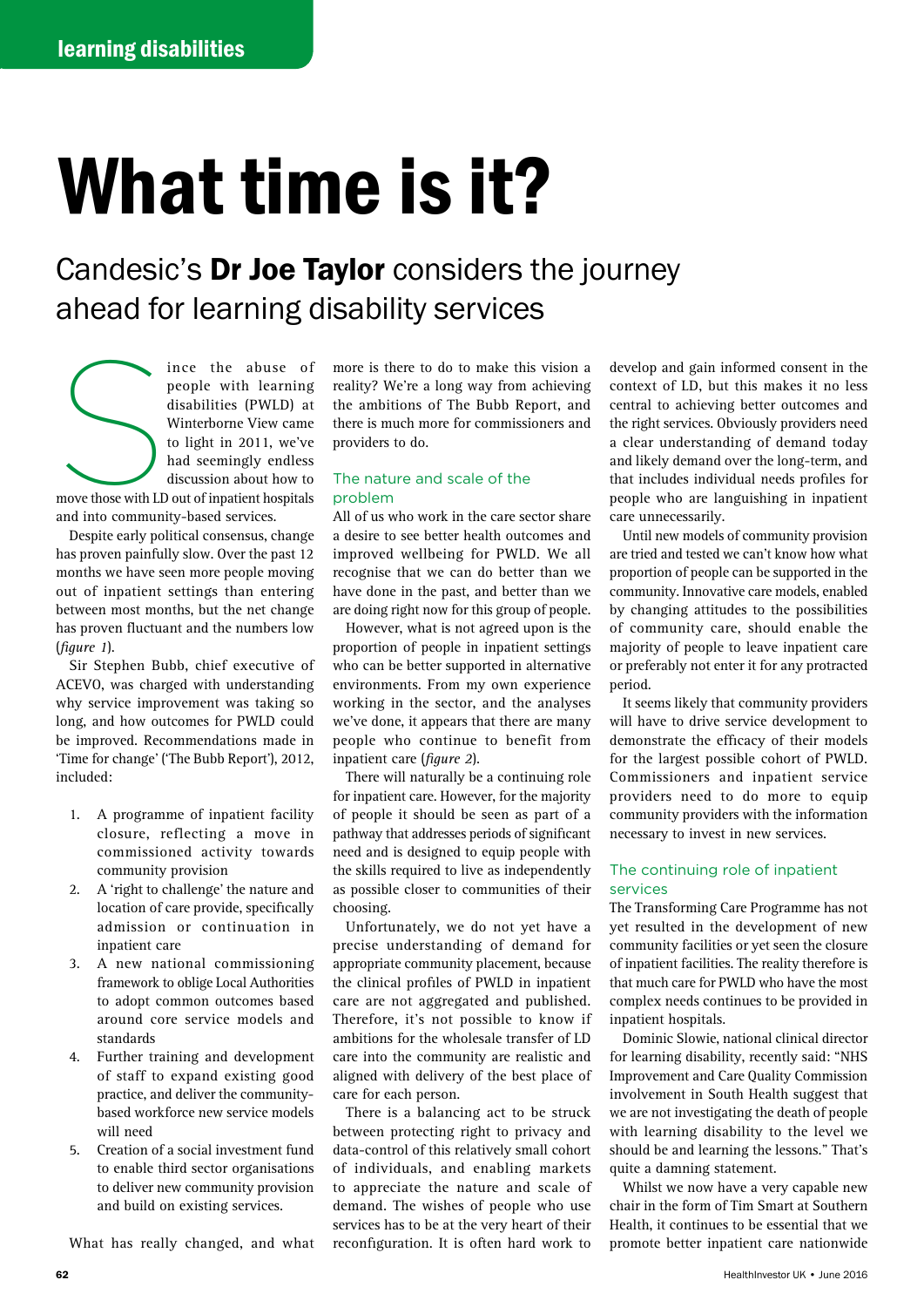# What time is it?

## Candesic's **Dr Joe Taylor** considers the journey ahead for learning disability services

Since the abuse of people with learning disabilities (PWLD) at Winterborne View came to light in 2011, we've had seemingly endless discussion about how to move those with LD out of inpatient hospitals and into community-based services.

Despite early political consensus, change has proven painfully slow. Over the past 12 months we have seen more people moving out of inpatient settings than entering between most months, but the net change has proven fluctuant and the numbers low (*figure 1*).

Sir Stephen Bubb, chief executive of ACEVO, was charged with understanding why service improvement was taking so long, and how outcomes for PWLD could be improved. Recommendations made in 'Time for change' ('The Bubb Report'), 2012, included:

1. A programme of inpatient facility closure, reflecting a move in commissioned activity towards community provision
2. A 'right to challenge' the nature and location of care provide, specifically admission or continuation in inpatient care
3. A new national commissioning framework to oblige Local Authorities to adopt common outcomes based around core service models and standards
4. Further training and development of staff to expand existing good practice, and deliver the community-based workforce new service models will need
5. Creation of a social investment fund to enable third sector organisations to deliver new community provision and build on existing services.

What has really changed, and what more is there to do to make this vision a reality? We're a long way from achieving the ambitions of The Bubb Report, and there is much more for commissioners and providers to do.

### The nature and scale of the problem

All of us who work in the care sector share a desire to see better health outcomes and improved wellbeing for PWLD. We all recognise that we can do better than we have done in the past, and better than we are doing right now for this group of people.

However, what is not agreed upon is the proportion of people in inpatient settings who can be better supported in alternative environments. From my own experience working in the sector, and the analyses we've done, it appears that there are many people who continue to benefit from inpatient care (*figure 2*).

There will naturally be a continuing role for inpatient care. However, for the majority of people it should be seen as part of a pathway that addresses periods of significant need and is designed to equip people with the skills required to live as independently as possible closer to communities of their choosing.

Unfortunately, we do not yet have a precise understanding of demand for appropriate community placement, because the clinical profiles of PWLD in inpatient care are not aggregated and published. Therefore, it's not possible to know if ambitions for the wholesale transfer of LD care into the community are realistic and aligned with delivery of the best place of care for each person.

There is a balancing act to be struck between protecting right to privacy and data-control of this relatively small cohort of individuals, and enabling markets to appreciate the nature and scale of demand. The wishes of people who use services has to be at the very heart of their reconfiguration. It is often hard work to develop and gain informed consent in the context of LD, but this makes it no less central to achieving better outcomes and the right services. Obviously providers need a clear understanding of demand today and likely demand over the long-term, and that includes individual needs profiles for people who are languishing in inpatient care unnecessarily.

Until new models of community provision are tried and tested we can't know how what proportion of people can be supported in the community. Innovative care models, enabled by changing attitudes to the possibilities of community care, should enable the majority of people to leave inpatient care or preferably not enter it for any protracted period.

It seems likely that community providers will have to drive service development to demonstrate the efficacy of their models for the largest possible cohort of PWLD. Commissioners and inpatient service providers need to do more to equip community providers with the information necessary to invest in new services.

### The continuing role of inpatient services

The Transforming Care Programme has not yet resulted in the development of new community facilities or yet seen the closure of inpatient facilities. The reality therefore is that much care for PWLD who have the most complex needs continues to be provided in inpatient hospitals.

Dominic Slowie, national clinical director for learning disability, recently said: "NHS Improvement and Care Quality Commission involvement in South Health suggest that we are not investigating the death of people with learning disability to the level we should be and learning the lessons." That's quite a damning statement.

Whilst we now have a very capable new chair in the form of Tim Smart at Southern Health, it continues to be essential that we promote better inpatient care nationwide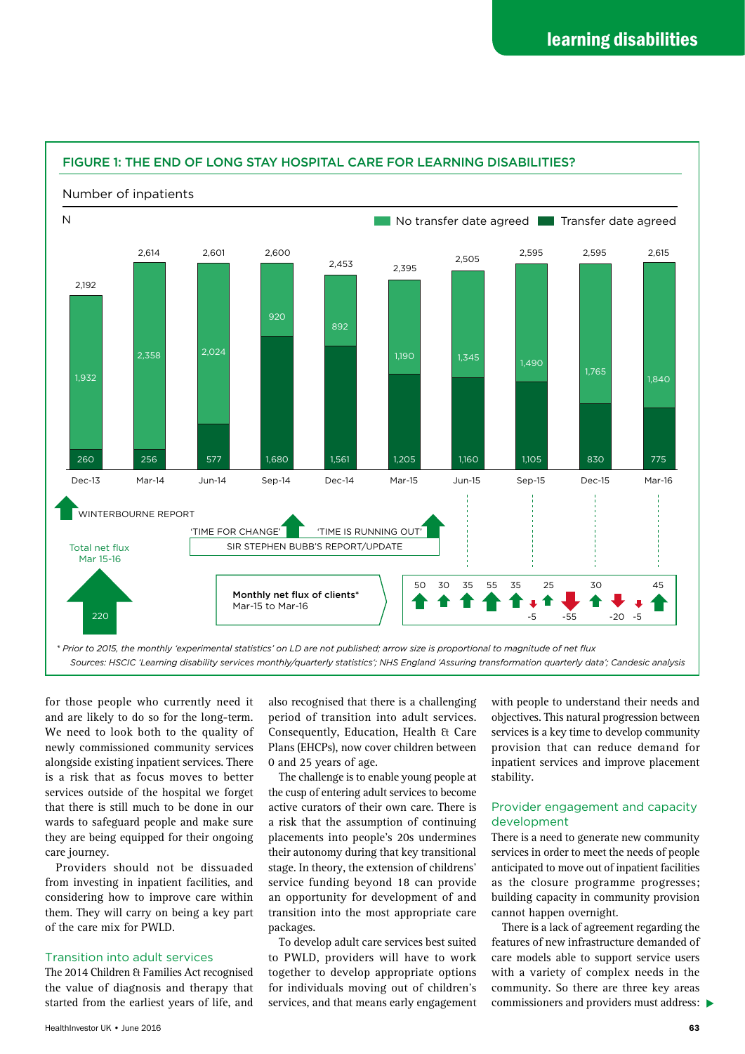**FIGURE 1: THE END OF LONG STAY HOSPITAL CARE FOR LEARNING DISABILITIES?**

Number of inpatients

| | Dec-13 | Mar-14 | Jun-14 | Sep-14 | Dec-14 | Mar-15 | Jun-15 | Sep-15 | Dec-15 | Mar-16 |
|---|---|---|---|---|---|---|---|---|---|---|
| No transfer date agreed | 1,932 | 2,358 | 2,024 | 920 | 892 | 1,190 | 1,345 | 1,490 | 1,765 | 1,840 |
| Transfer date agreed | 260 | 256 | 577 | 1,680 | 1,561 | 1,205 | 1,160 | 1,105 | 830 | 775 |
| Total | 2,192 | 2,614 | 2,601 | 2,600 | 2,453 | 2,395 | 2,505 | 2,595 | 2,595 | 2,615 |

WINTERBOURNE REPORT

'TIME FOR CHANGE' 'TIME IS RUNNING OUT' — SIR STEPHEN BUBB'S REPORT/UPDATE

Total net flux Mar 15-16: 220

Monthly net flux of clients* Mar-15 to Mar-16: 50, 30, 35, 55, 35, -5, 25, -55, 30, -20, -5, 45

*\* Prior to 2015, the monthly 'experimental statistics' on LD are not published; arrow size is proportional to magnitude of net flux*

*Sources: HSCIC 'Learning disability services monthly/quarterly statistics'; NHS England 'Assuring transformation quarterly data'; Candesic analysis*

for those people who currently need it and are likely to do so for the long-term. We need to look both to the quality of newly commissioned community services alongside existing inpatient services. There is a risk that as focus moves to better services outside of the hospital we forget that there is still much to be done in our wards to safeguard people and make sure they are being equipped for their ongoing care journey.

Providers should not be dissuaded from investing in inpatient facilities, and considering how to improve care within them. They will carry on being a key part of the care mix for PWLD.

## Transition into adult services

The 2014 Children & Families Act recognised the value of diagnosis and therapy that started from the earliest years of life, and also recognised that there is a challenging period of transition into adult services. Consequently, Education, Health & Care Plans (EHCPs), now cover children between 0 and 25 years of age.

The challenge is to enable young people at the cusp of entering adult services to become active curators of their own care. There is a risk that the assumption of continuing placements into people's 20s undermines their autonomy during that key transitional stage. In theory, the extension of childrens' service funding beyond 18 can provide an opportunity for development of and transition into the most appropriate care packages.

To develop adult care services best suited to PWLD, providers will have to work together to develop appropriate options for individuals moving out of children's services, and that means early engagement with people to understand their needs and objectives. This natural progression between services is a key time to develop community provision that can reduce demand for inpatient services and improve placement stability.

## Provider engagement and capacity development

There is a need to generate new community services in order to meet the needs of people anticipated to move out of inpatient facilities as the closure programme progresses; building capacity in community provision cannot happen overnight.

There is a lack of agreement regarding the features of new infrastructure demanded of care models able to support service users with a variety of complex needs in the community. So there are three key areas commissioners and providers must address: ▶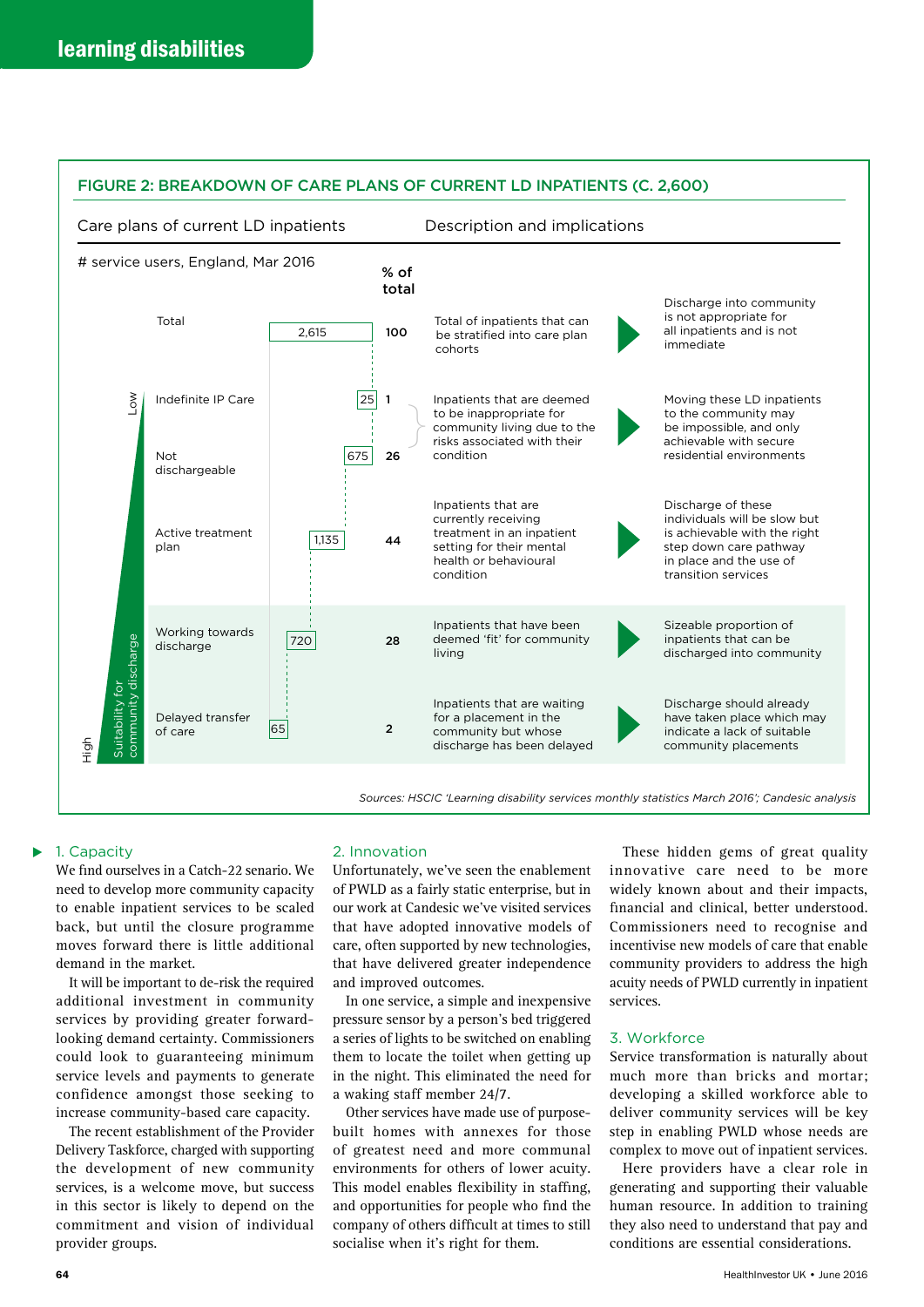## FIGURE 2: BREAKDOWN OF CARE PLANS OF CURRENT LD INPATIENTS (C. 2,600)

Care plans of current LD inpatients — # service users, England, Mar 2016

| Care plan | # service users | % of total | Description | Implications |
|---|---|---|---|---|
| Total | 2,615 | 100 | Total of inpatients that can be stratified into care plan cohorts | Discharge into community is not appropriate for all inpatients and is not immediate |
| Indefinite IP Care | 25 | 1 | Inpatients that are deemed to be inappropriate for community living due to the risks associated with their condition | Moving these LD inpatients to the community may be impossible, and only achievable with secure residential environments |
| Not dischargeable | 675 | 26 | | |
| Active treatment plan | 1,135 | 44 | Inpatients that are currently receiving treatment in an inpatient setting for their mental health or behavioural condition | Discharge of these individuals will be slow but is achievable with the right step down care pathway in place and the use of transition services |
| Working towards discharge | 720 | 28 | Inpatients that have been deemed 'fit' for community living | Sizeable proportion of inpatients that can be discharged into community |
| Delayed transfer of care | 65 | 2 | Inpatients that are waiting for a placement in the community but whose discharge has been delayed | Discharge should already have taken place which may indicate a lack of suitable community placements |

Suitability for community discharge: Low (top) to High (bottom)

*Sources: HSCIC 'Learning disability services monthly statistics March 2016'; Candesic analysis*

### 1. Capacity

We find ourselves in a Catch-22 senario. We need to develop more community capacity to enable inpatient services to be scaled back, but until the closure programme moves forward there is little additional demand in the market.

It will be important to de-risk the required additional investment in community services by providing greater forward-looking demand certainty. Commissioners could look to guaranteeing minimum service levels and payments to generate confidence amongst those seeking to increase community-based care capacity.

The recent establishment of the Provider Delivery Taskforce, charged with supporting the development of new community services, is a welcome move, but success in this sector is likely to depend on the commitment and vision of individual provider groups.

### 2. Innovation

Unfortunately, we've seen the enablement of PWLD as a fairly static enterprise, but in our work at Candesic we've visited services that have adopted innovative models of care, often supported by new technologies, that have delivered greater independence and improved outcomes.

In one service, a simple and inexpensive pressure sensor by a person's bed triggered a series of lights to be switched on enabling them to locate the toilet when getting up in the night. This eliminated the need for a waking staff member 24/7.

Other services have made use of purpose-built homes with annexes for those of greatest need and more communal environments for others of lower acuity. This model enables flexibility in staffing, and opportunities for people who find the company of others difficult at times to still socialise when it's right for them.

These hidden gems of great quality innovative care need to be more widely known about and their impacts, financial and clinical, better understood. Commissioners need to recognise and incentivise new models of care that enable community providers to address the high acuity needs of PWLD currently in inpatient services.

### 3. Workforce

Service transformation is naturally about much more than bricks and mortar; developing a skilled workforce able to deliver community services will be key step in enabling PWLD whose needs are complex to move out of inpatient services.

Here providers have a clear role in generating and supporting their valuable human resource. In addition to training they also need to understand that pay and conditions are essential considerations.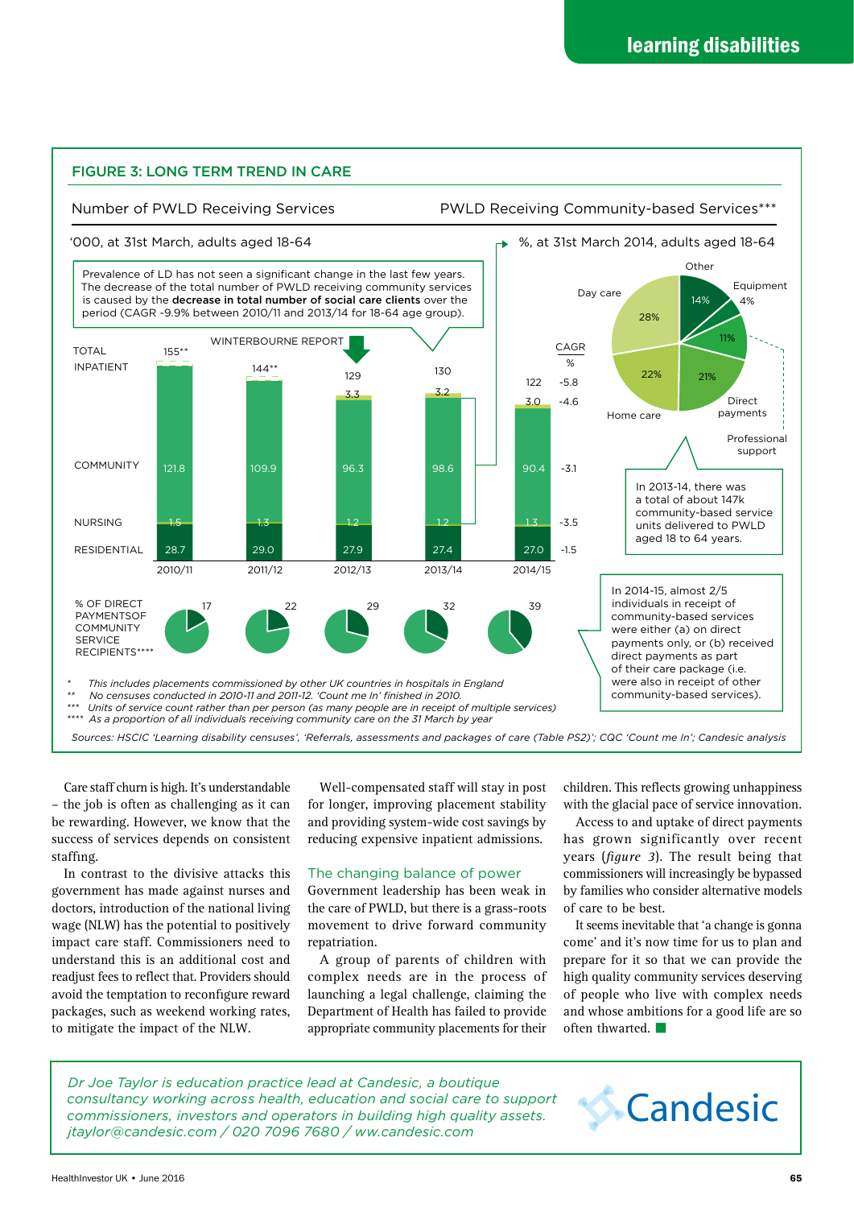## FIGURE 3: LONG TERM TREND IN CARE

Number of PWLD Receiving Services

'000, at 31st March, adults aged 18-64

Prevalence of LD has not seen a significant change in the last few years. The decrease of the total number of PWLD receiving community services is caused by the **decrease in total number of social care clients** over the period (CAGR -9.9% between 2010/11 and 2013/14 for 18-64 age group).

WINTERBOURNE REPORT

TOTAL
INPATIENT
COMMUNITY
NURSING
RESIDENTIAL

2010/11: 155**, 121.8, 1.5, 28.7
2011/12: 144**, 109.9, 1.3, 29.0
2012/13: 129, 3.3, 96.3, 1.2, 27.9
2013/14: 130, 3.2, 98.6, 1.2, 27.4
2014/15: 122, 3.0, 90.4, 1.3, 27.0

CAGR %: -5.8, -4.6, -3.1, -3.5, -1.5

% OF DIRECT PAYMENTSOF COMMUNITY SERVICE RECIPIENTS****

17, 22, 29, 32, 39

PWLD Receiving Community-based Services***

%, at 31st March 2014, adults aged 18-64

Other 14%
Equipment 4%
11%
Direct payments 21%
Home care 22%
Day care 28%
Professional support

In 2013-14, there was a total of about 147k community-based service units delivered to PWLD aged 18 to 64 years.

In 2014-15, almost 2/5 individuals in receipt of community-based services were either (a) on direct payments only, or (b) received direct payments as part of their care package (i.e. were also in receipt of other community-based services).

\* *This includes placements commissioned by other UK countries in hospitals in England*
\*\* *No censuses conducted in 2010-11 and 2011-12. 'Count me In' finished in 2010.*
\*\*\* *Units of service count rather than per person (as many people are in receipt of multiple services)*
\*\*\*\* *As a proportion of all individuals receiving community care on the 31 March by year*

*Sources: HSCIC 'Learning disability censuses', 'Referrals, assessments and packages of care (Table PS2)'; CQC 'Count me In'; Candesic analysis*

Care staff churn is high. It's understandable – the job is often as challenging as it can be rewarding. However, we know that the success of services depends on consistent staffing.

In contrast to the divisive attacks this government has made against nurses and doctors, introduction of the national living wage (NLW) has the potential to positively impact care staff. Commissioners need to understand this is an additional cost and readjust fees to reflect that. Providers should avoid the temptation to reconfigure reward packages, such as weekend working rates, to mitigate the impact of the NLW.

Well-compensated staff will stay in post for longer, improving placement stability and providing system-wide cost savings by reducing expensive inpatient admissions.

### The changing balance of power

Government leadership has been weak in the care of PWLD, but there is a grass-roots movement to drive forward community repatriation.

A group of parents of children with complex needs are in the process of launching a legal challenge, claiming the Department of Health has failed to provide appropriate community placements for their children. This reflects growing unhappiness with the glacial pace of service innovation.

Access to and uptake of direct payments has grown significantly over recent years (*figure 3*). The result being that commissioners will increasingly be bypassed by families who consider alternative models of care to be best.

It seems inevitable that 'a change is gonna come' and it's now time for us to plan and prepare for it so that we can provide the high quality community services deserving of people who live with complex needs and whose ambitions for a good life are so often thwarted. ■

*Dr Joe Taylor is education practice lead at Candesic, a boutique consultancy working across health, education and social care to support commissioners, investors and operators in building high quality assets. jtaylor@candesic.com / 020 7096 7680 / ww.candesic.com*

Candesic